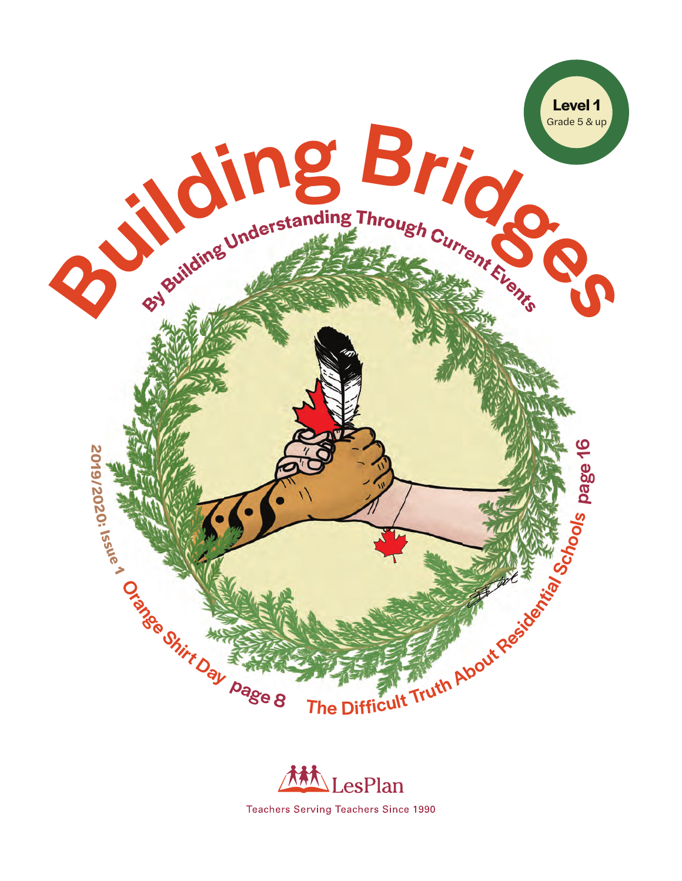Level 1
Grade 5 & up

# Building Bridges

By Building Understanding Through Current Events

2019/2020: Issue 1

Orange Shirt Day page 8

The Difficult Truth About Residential Schools page 16

LesPlan

Teachers Serving Teachers Since 1990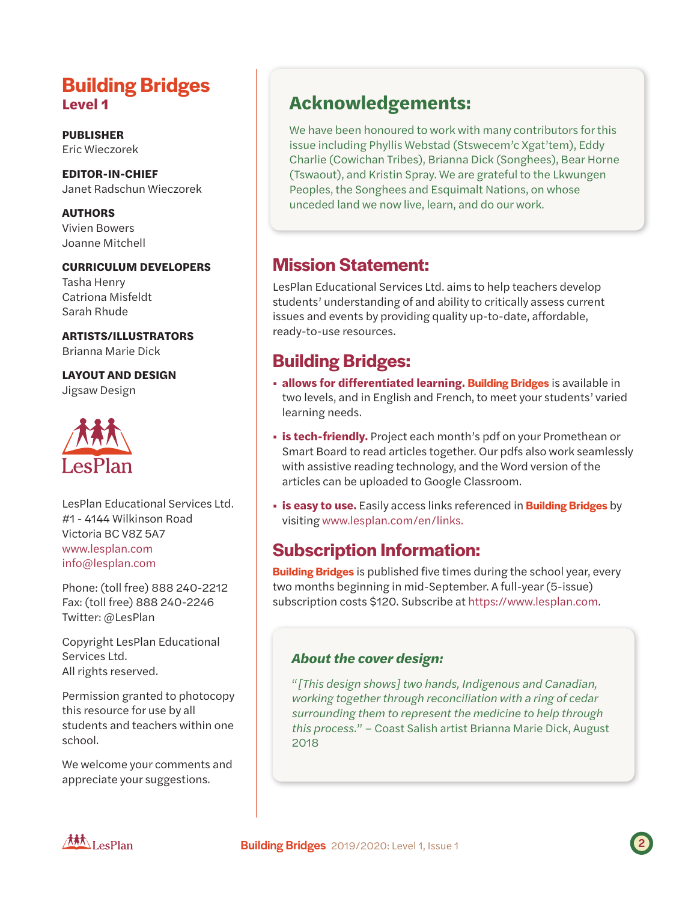# Building Bridges
## Level 1

**PUBLISHER**
Eric Wieczorek

**EDITOR-IN-CHIEF**
Janet Radschun Wieczorek

**AUTHORS**
Vivien Bowers
Joanne Mitchell

**CURRICULUM DEVELOPERS**
Tasha Henry
Catriona Misfeldt
Sarah Rhude

**ARTISTS/ILLUSTRATORS**
Brianna Marie Dick

**LAYOUT AND DESIGN**
Jigsaw Design

LesPlan

LesPlan Educational Services Ltd.
#1 - 4144 Wilkinson Road
Victoria BC V8Z 5A7
www.lesplan.com
info@lesplan.com

Phone: (toll free) 888 240-2212
Fax: (toll free) 888 240-2246
Twitter: @LesPlan

Copyright LesPlan Educational Services Ltd.
All rights reserved.

Permission granted to photocopy this resource for use by all students and teachers within one school.

We welcome your comments and appreciate your suggestions.

## Acknowledgements:

We have been honoured to work with many contributors for this issue including Phyllis Webstad (Stswecem'c Xgat'tem), Eddy Charlie (Cowichan Tribes), Brianna Dick (Songhees), Bear Horne (Tswaout), and Kristin Spray. We are grateful to the Lkwungen Peoples, the Songhees and Esquimalt Nations, on whose unceded land we now live, learn, and do our work.

## Mission Statement:

LesPlan Educational Services Ltd. aims to help teachers develop students' understanding of and ability to critically assess current issues and events by providing quality up-to-date, affordable, ready-to-use resources.

## Building Bridges:

- **allows for differentiated learning.** **Building Bridges** is available in two levels, and in English and French, to meet your students' varied learning needs.
- **is tech-friendly.** Project each month's pdf on your Promethean or Smart Board to read articles together. Our pdfs also work seamlessly with assistive reading technology, and the Word version of the articles can be uploaded to Google Classroom.
- **is easy to use.** Easily access links referenced in **Building Bridges** by visiting www.lesplan.com/en/links.

## Subscription Information:

**Building Bridges** is published five times during the school year, every two months beginning in mid-September. A full-year (5-issue) subscription costs $120. Subscribe at https://www.lesplan.com.

### *About the cover design:*

*"[This design shows] two hands, Indigenous and Canadian, working together through reconciliation with a ring of cedar surrounding them to represent the medicine to help through this process."* – Coast Salish artist Brianna Marie Dick, August 2018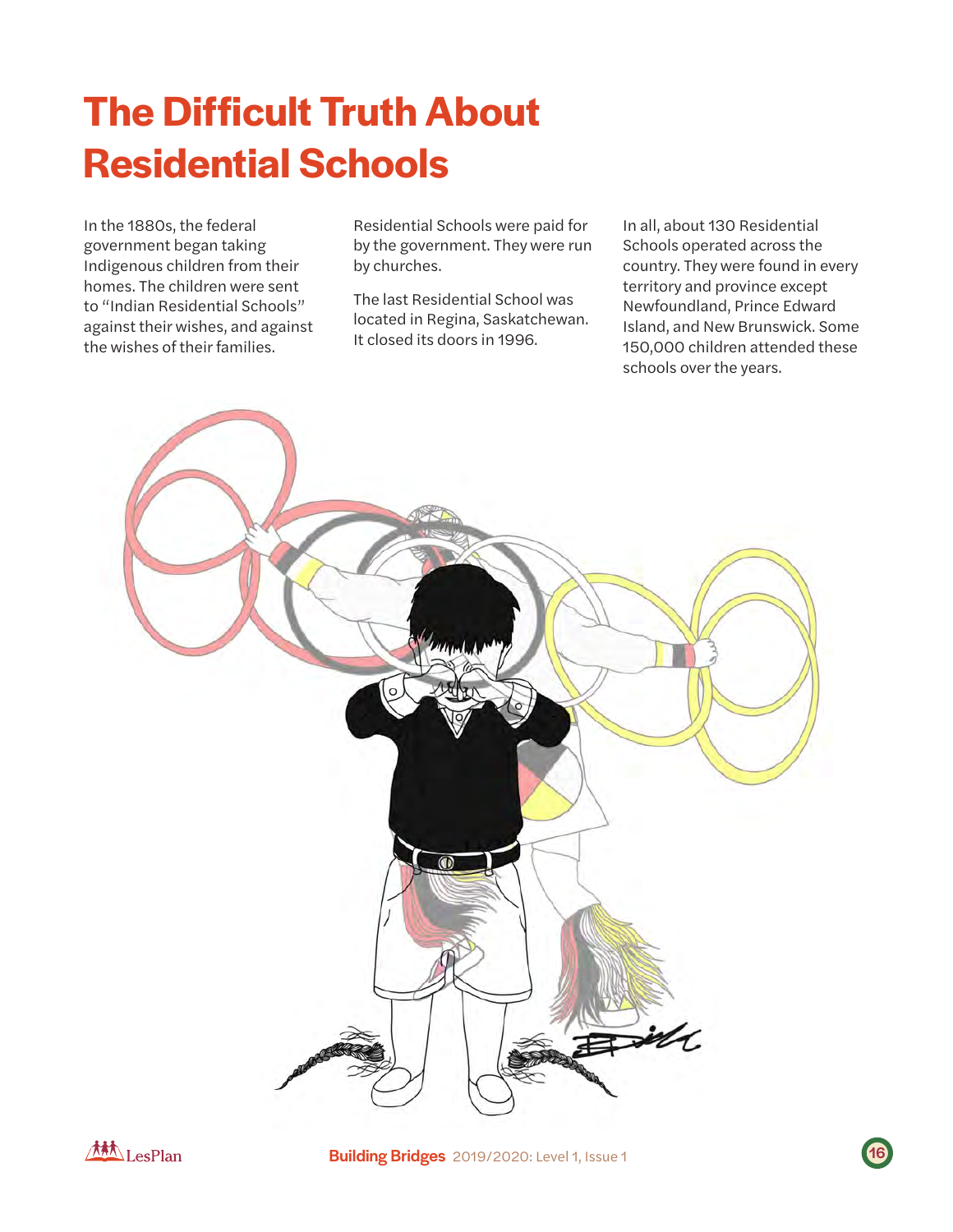# The Difficult Truth About Residential Schools

In the 1880s, the federal government began taking Indigenous children from their homes. The children were sent to "Indian Residential Schools" against their wishes, and against the wishes of their families.

Residential Schools were paid for by the government. They were run by churches.

The last Residential School was located in Regina, Saskatchewan. It closed its doors in 1996.

In all, about 130 Residential Schools operated across the country. They were found in every territory and province except Newfoundland, Prince Edward Island, and New Brunswick. Some 150,000 children attended these schools over the years.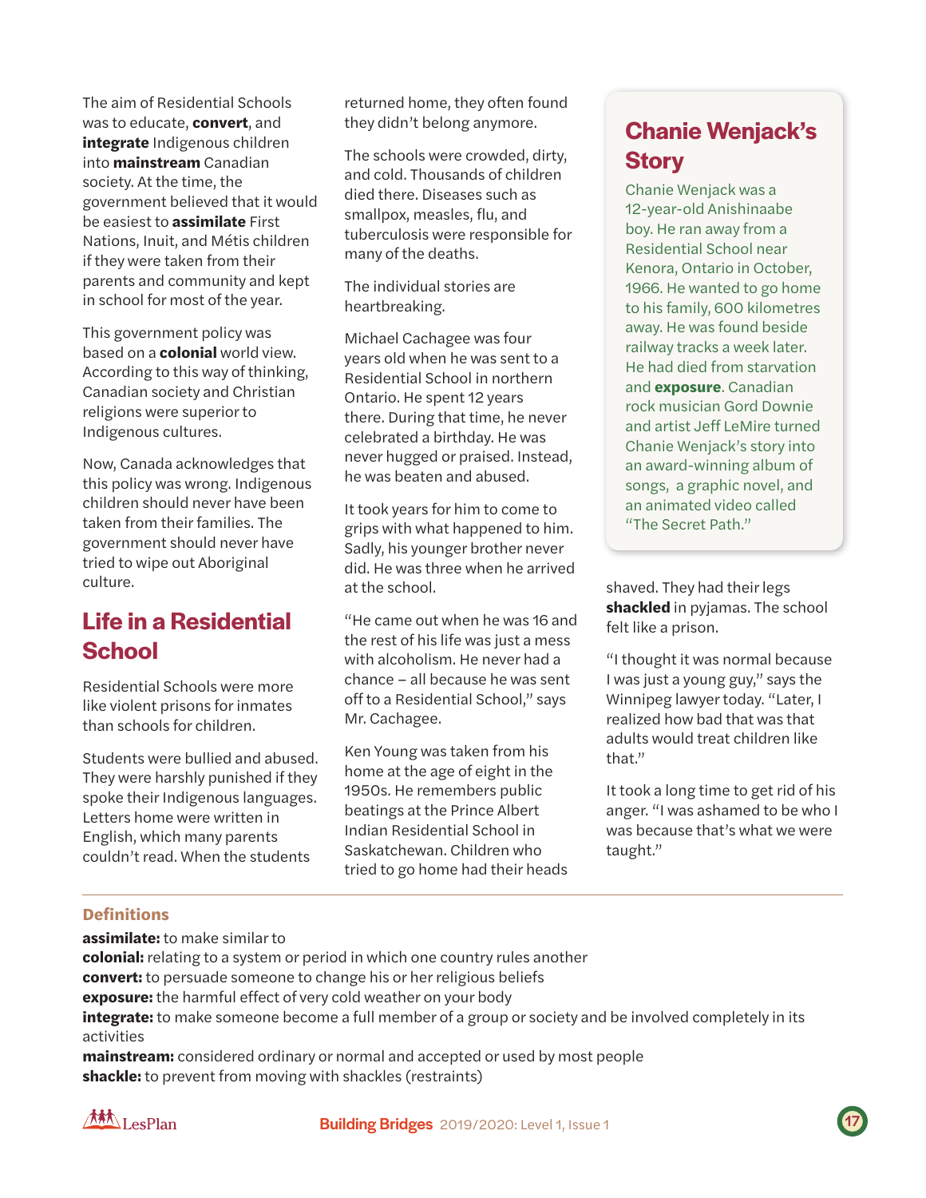The aim of Residential Schools was to educate, **convert**, and **integrate** Indigenous children into **mainstream** Canadian society. At the time, the government believed that it would be easiest to **assimilate** First Nations, Inuit, and Métis children if they were taken from their parents and community and kept in school for most of the year.

This government policy was based on a **colonial** world view. According to this way of thinking, Canadian society and Christian religions were superior to Indigenous cultures.

Now, Canada acknowledges that this policy was wrong. Indigenous children should never have been taken from their families. The government should never have tried to wipe out Aboriginal culture.

## Life in a Residential School

Residential Schools were more like violent prisons for inmates than schools for children.

Students were bullied and abused. They were harshly punished if they spoke their Indigenous languages. Letters home were written in English, which many parents couldn't read. When the students returned home, they often found they didn't belong anymore.

The schools were crowded, dirty, and cold. Thousands of children died there. Diseases such as smallpox, measles, flu, and tuberculosis were responsible for many of the deaths.

The individual stories are heartbreaking.

Michael Cachagee was four years old when he was sent to a Residential School in northern Ontario. He spent 12 years there. During that time, he never celebrated a birthday. He was never hugged or praised. Instead, he was beaten and abused.

It took years for him to come to grips with what happened to him. Sadly, his younger brother never did. He was three when he arrived at the school.

"He came out when he was 16 and the rest of his life was just a mess with alcoholism. He never had a chance – all because he was sent off to a Residential School," says Mr. Cachagee.

Ken Young was taken from his home at the age of eight in the 1950s. He remembers public beatings at the Prince Albert Indian Residential School in Saskatchewan. Children who tried to go home had their heads shaved. They had their legs **shackled** in pyjamas. The school felt like a prison.

"I thought it was normal because I was just a young guy," says the Winnipeg lawyer today. "Later, I realized how bad that was that adults would treat children like that."

It took a long time to get rid of his anger. "I was ashamed to be who I was because that's what we were taught."

## Chanie Wenjack's Story

Chanie Wenjack was a 12-year-old Anishinaabe boy. He ran away from a Residential School near Kenora, Ontario in October, 1966. He wanted to go home to his family, 600 kilometres away. He was found beside railway tracks a week later. He had died from starvation and **exposure**. Canadian rock musician Gord Downie and artist Jeff LeMire turned Chanie Wenjack's story into an award-winning album of songs, a graphic novel, and an animated video called "The Secret Path."

### Definitions

**assimilate:** to make similar to
**colonial:** relating to a system or period in which one country rules another
**convert:** to persuade someone to change his or her religious beliefs
**exposure:** the harmful effect of very cold weather on your body
**integrate:** to make someone become a full member of a group or society and be involved completely in its activities
**mainstream:** considered ordinary or normal and accepted or used by most people
**shackle:** to prevent from moving with shackles (restraints)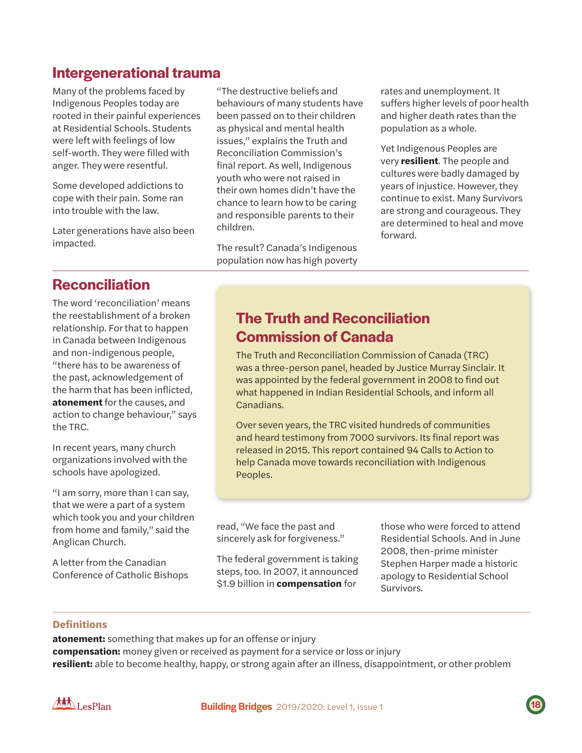## Intergenerational trauma

Many of the problems faced by Indigenous Peoples today are rooted in their painful experiences at Residential Schools. Students were left with feelings of low self-worth. They were filled with anger. They were resentful.

Some developed addictions to cope with their pain. Some ran into trouble with the law.

Later generations have also been impacted.

"The destructive beliefs and behaviours of many students have been passed on to their children as physical and mental health issues," explains the Truth and Reconciliation Commission's final report. As well, Indigenous youth who were not raised in their own homes didn't have the chance to learn how to be caring and responsible parents to their children.

The result? Canada's Indigenous population now has high poverty rates and unemployment. It suffers higher levels of poor health and higher death rates than the population as a whole.

Yet Indigenous Peoples are very **resilient**. The people and cultures were badly damaged by years of injustice. However, they continue to exist. Many Survivors are strong and courageous. They are determined to heal and move forward.

## Reconciliation

The word 'reconciliation' means the reestablishment of a broken relationship. For that to happen in Canada between Indigenous and non-indigenous people, "there has to be awareness of the past, acknowledgement of the harm that has been inflicted, **atonement** for the causes, and action to change behaviour," says the TRC.

In recent years, many church organizations involved with the schools have apologized.

"I am sorry, more than I can say, that we were a part of a system which took you and your children from home and family," said the Anglican Church.

A letter from the Canadian Conference of Catholic Bishops read, "We face the past and sincerely ask for forgiveness."

The federal government is taking steps, too. In 2007, it announced \$1.9 billion in **compensation** for those who were forced to attend Residential Schools. And in June 2008, then-prime minister Stephen Harper made a historic apology to Residential School Survivors.

### The Truth and Reconciliation Commission of Canada

The Truth and Reconciliation Commission of Canada (TRC) was a three-person panel, headed by Justice Murray Sinclair. It was appointed by the federal government in 2008 to find out what happened in Indian Residential Schools, and inform all Canadians.

Over seven years, the TRC visited hundreds of communities and heard testimony from 7000 survivors. Its final report was released in 2015. This report contained 94 Calls to Action to help Canada move towards reconciliation with Indigenous Peoples.

### Definitions

**atonement:** something that makes up for an offense or injury
**compensation:** money given or received as payment for a service or loss or injury
**resilient:** able to become healthy, happy, or strong again after an illness, disappointment, or other problem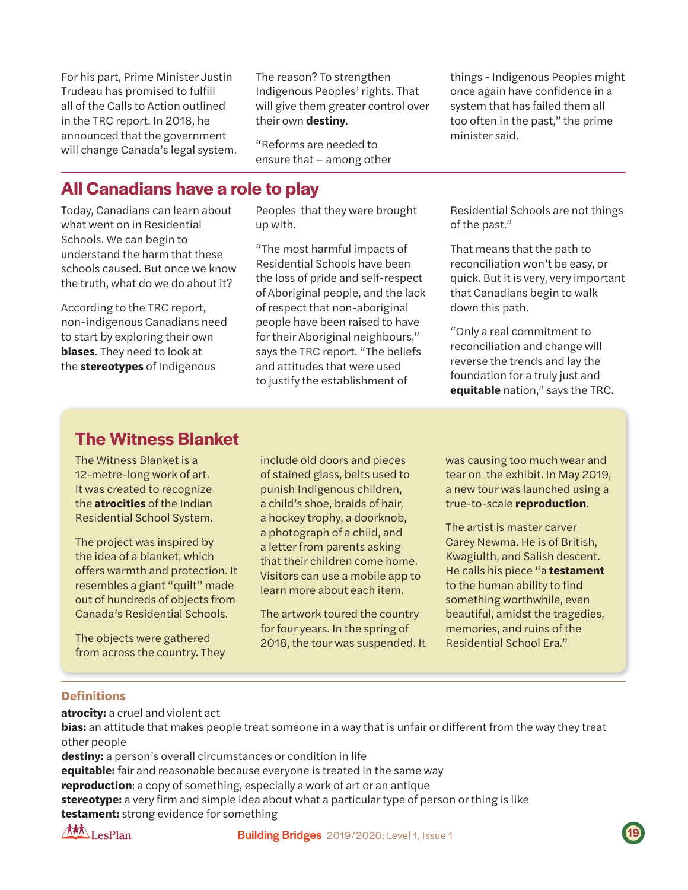For his part, Prime Minister Justin Trudeau has promised to fulfill all of the Calls to Action outlined in the TRC report. In 2018, he announced that the government will change Canada's legal system. The reason? To strengthen Indigenous Peoples' rights. That will give them greater control over their own **destiny**.

"Reforms are needed to ensure that – among other things - Indigenous Peoples might once again have confidence in a system that has failed them all too often in the past," the prime minister said.

## All Canadians have a role to play

Today, Canadians can learn about what went on in Residential Schools. We can begin to understand the harm that these schools caused. But once we know the truth, what do we do about it?

According to the TRC report, non-indigenous Canadians need to start by exploring their own **biases**. They need to look at the **stereotypes** of Indigenous Peoples that they were brought up with.

"The most harmful impacts of Residential Schools have been the loss of pride and self-respect of Aboriginal people, and the lack of respect that non-aboriginal people have been raised to have for their Aboriginal neighbours," says the TRC report. "The beliefs and attitudes that were used to justify the establishment of Residential Schools are not things of the past."

That means that the path to reconciliation won't be easy, or quick. But it is very, very important that Canadians begin to walk down this path.

"Only a real commitment to reconciliation and change will reverse the trends and lay the foundation for a truly just and **equitable** nation," says the TRC.

## The Witness Blanket

The Witness Blanket is a 12-metre-long work of art. It was created to recognize the **atrocities** of the Indian Residential School System.

The project was inspired by the idea of a blanket, which offers warmth and protection. It resembles a giant "quilt" made out of hundreds of objects from Canada's Residential Schools.

The objects were gathered from across the country. They include old doors and pieces of stained glass, belts used to punish Indigenous children, a child's shoe, braids of hair, a hockey trophy, a doorknob, a photograph of a child, and a letter from parents asking that their children come home. Visitors can use a mobile app to learn more about each item.

The artwork toured the country for four years. In the spring of 2018, the tour was suspended. It was causing too much wear and tear on the exhibit. In May 2019, a new tour was launched using a true-to-scale **reproduction**.

The artist is master carver Carey Newma. He is of British, Kwagiulth, and Salish descent. He calls his piece "a **testament** to the human ability to find something worthwhile, even beautiful, amidst the tragedies, memories, and ruins of the Residential School Era."

### Definitions

**atrocity:** a cruel and violent act
**bias:** an attitude that makes people treat someone in a way that is unfair or different from the way they treat other people
**destiny:** a person's overall circumstances or condition in life
**equitable:** fair and reasonable because everyone is treated in the same way
**reproduction**: a copy of something, especially a work of art or an antique
**stereotype:** a very firm and simple idea about what a particular type of person or thing is like
**testament:** strong evidence for something